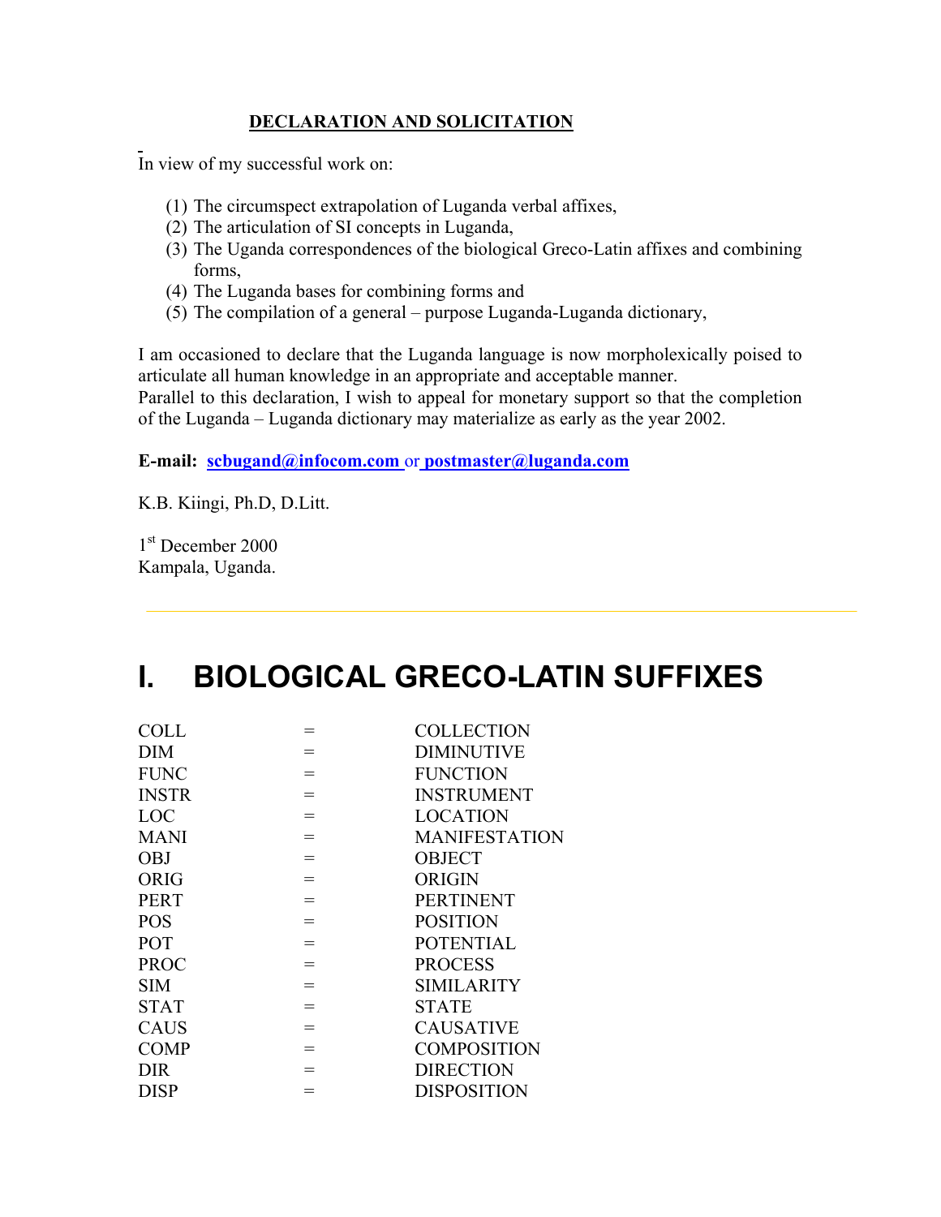**DECLARATION AND SOLICITATION**

In view of my successful work on:

(1) The circumspect extrapolation of Luganda verbal affixes,
(2) The articulation of SI concepts in Luganda,
(3) The Uganda correspondences of the biological Greco-Latin affixes and combining forms,
(4) The Luganda bases for combining forms and
(5) The compilation of a general – purpose Luganda-Luganda dictionary,

I am occasioned to declare that the Luganda language is now morpholexically poised to articulate all human knowledge in an appropriate and acceptable manner.
Parallel to this declaration, I wish to appeal for monetary support so that the completion of the Luganda – Luganda dictionary may materialize as early as the year 2002.

**E-mail:** scbugand@infocom.com or postmaster@luganda.com

K.B. Kiingi, Ph.D, D.Litt.

1st December 2000
Kampala, Uganda.

---

# I. BIOLOGICAL GRECO-LATIN SUFFIXES

| | | |
|---|---|---|
| COLL | = | COLLECTION |
| DIM | = | DIMINUTIVE |
| FUNC | = | FUNCTION |
| INSTR | = | INSTRUMENT |
| LOC | = | LOCATION |
| MANI | = | MANIFESTATION |
| OBJ | = | OBJECT |
| ORIG | = | ORIGIN |
| PERT | = | PERTINENT |
| POS | = | POSITION |
| POT | = | POTENTIAL |
| PROC | = | PROCESS |
| SIM | = | SIMILARITY |
| STAT | = | STATE |
| CAUS | = | CAUSATIVE |
| COMP | = | COMPOSITION |
| DIR | = | DIRECTION |
| DISP | = | DISPOSITION |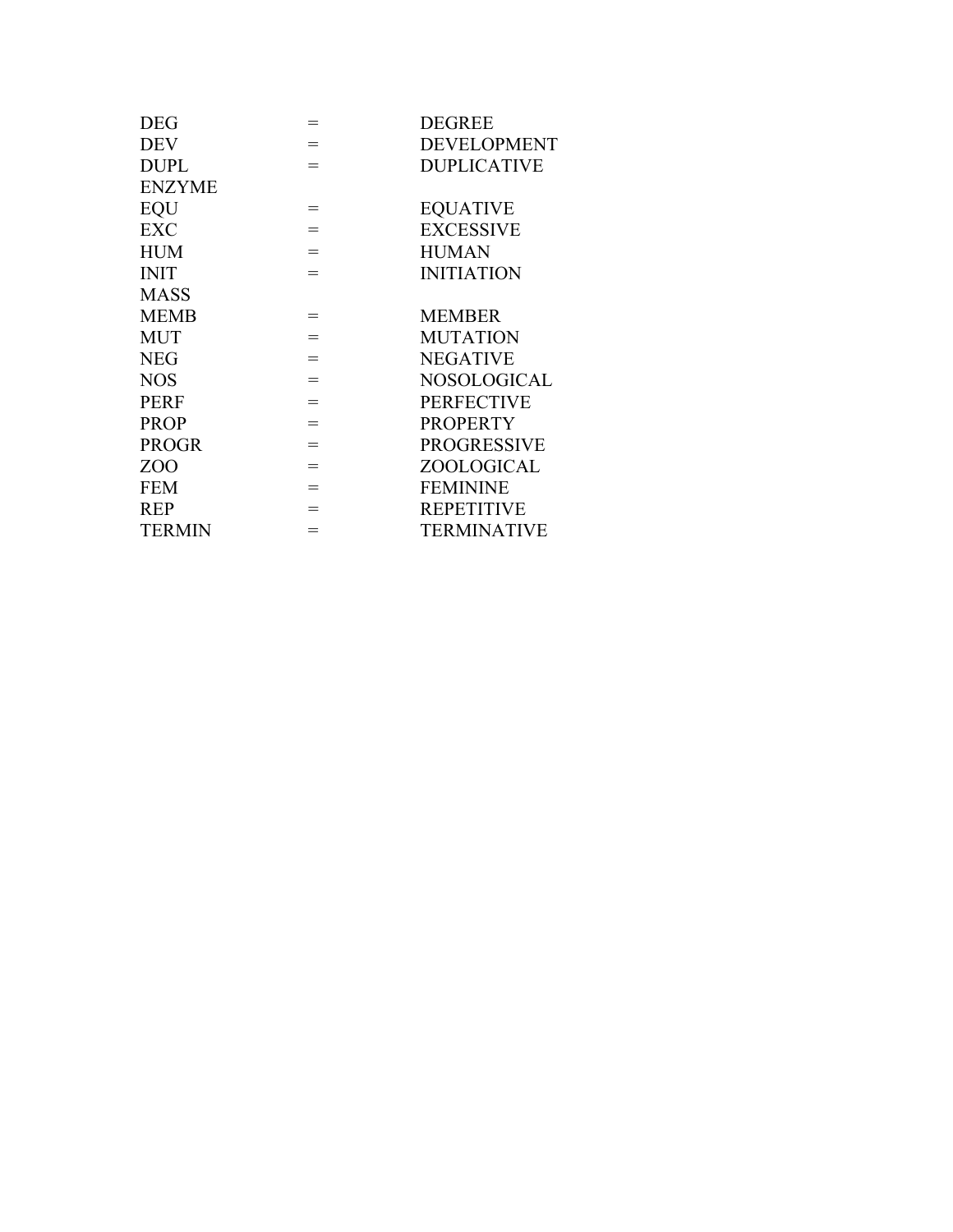| | | |
|---|---|---|
| DEG | = | DEGREE |
| DEV | = | DEVELOPMENT |
| DUPL | = | DUPLICATIVE |
| ENZYME | | |
| EQU | = | EQUATIVE |
| EXC | = | EXCESSIVE |
| HUM | = | HUMAN |
| INIT | = | INITIATION |
| MASS | | |
| MEMB | = | MEMBER |
| MUT | = | MUTATION |
| NEG | = | NEGATIVE |
| NOS | = | NOSOLOGICAL |
| PERF | = | PERFECTIVE |
| PROP | = | PROPERTY |
| PROGR | = | PROGRESSIVE |
| ZOO | = | ZOOLOGICAL |
| FEM | = | FEMININE |
| REP | = | REPETITIVE |
| TERMIN | = | TERMINATIVE |